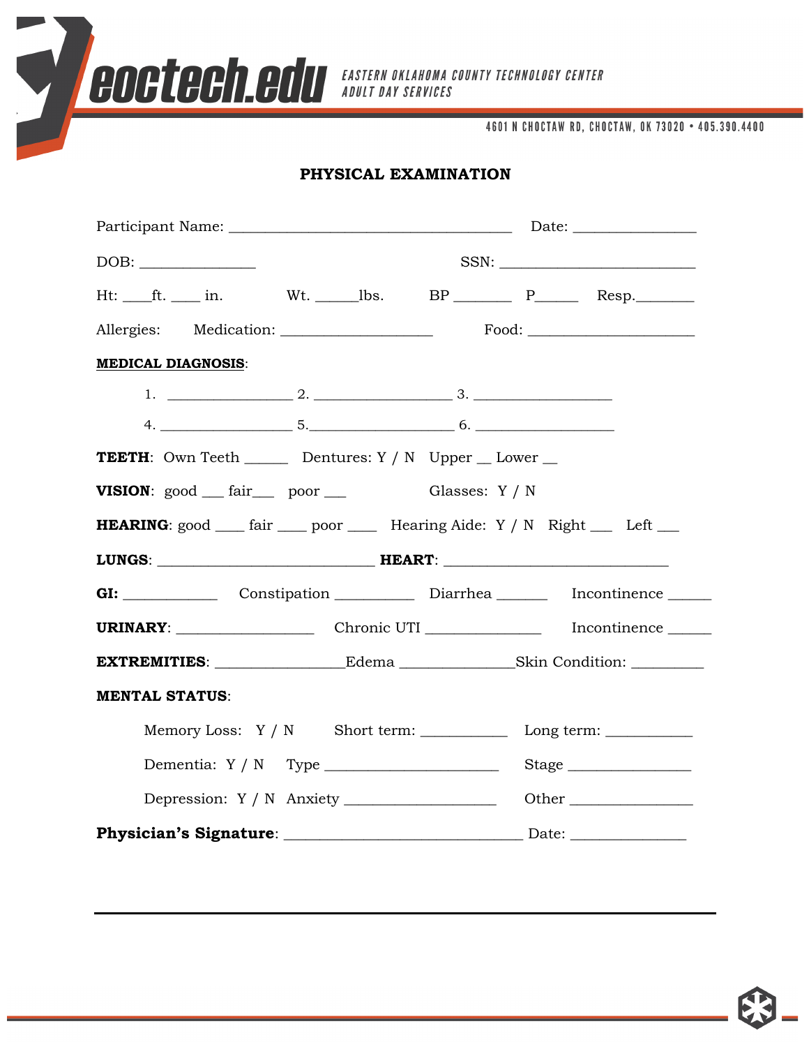eoctech.edu

EASTERN OKLAHOMA COUNTY TECHNOLOGY CENTER
ADULT DAY SERVICES

4601 N CHOCTAW RD, CHOCTAW, OK 73020 • 405.390.4400

## PHYSICAL EXAMINATION

Participant Name: ____________________________________ Date: ________________

DOB: _______________ SSN: _________________________

Ht: ___ft. ____ in. Wt. _____lbs. BP _______ P_____ Resp._______

Allergies: Medication: ___________________ Food: _____________________

**MEDICAL DIAGNOSIS**:

1. _______________ 2. _________________ 3. _________________

4. _________________ 5._________________ 6. _________________

**TEETH**: Own Teeth _____ Dentures: Y / N Upper __ Lower __

**VISION**: good ___ fair___ poor ___ Glasses: Y / N

**HEARING**: good ____ fair ____ poor ____ Hearing Aide: Y / N Right ___ Left ___

**LUNGS**: ____________________________ **HEART**: _____________________________

**GI:** ___________ Constipation __________ Diarrhea ______ Incontinence ______

**URINARY**: _________________ Chronic UTI _______________ Incontinence ______

**EXTREMITIES**: ________________Edema ______________Skin Condition: _________

**MENTAL STATUS**:

Memory Loss: Y / N Short term: ___________ Long term: ___________

Dementia: Y / N Type ______________________ Stage ________________

Depression: Y / N Anxiety ___________________ Other _______________

**Physician's Signature**: _______________________________ Date: _______________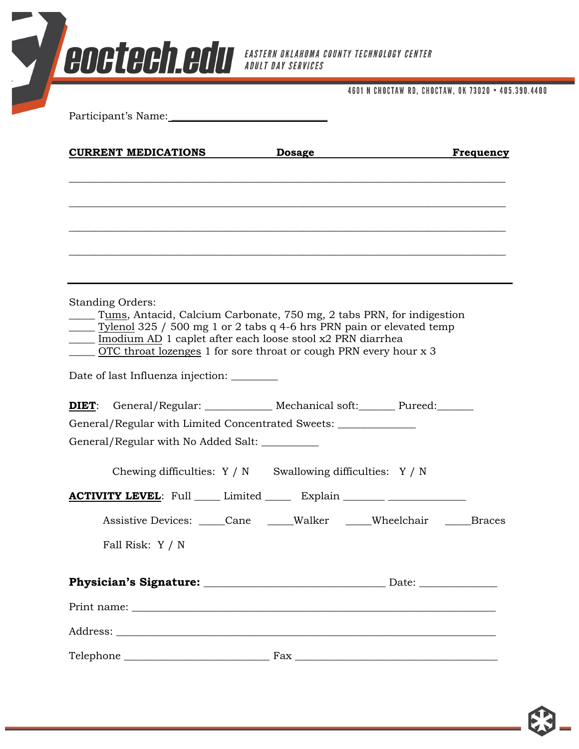eoctech.edu

EASTERN OKLAHOMA COUNTY TECHNOLOGY CENTER
ADULT DAY SERVICES

4601 N CHOCTAW RD, CHOCTAW, OK 73020 • 405.390.4400

Participant's Name: ______________________________

| CURRENT MEDICATIONS | Dosage | Frequency |
|---|---|---|
| | | |
| | | |
| | | |
| | | |

Standing Orders:
_____ Tums, Antacid, Calcium Carbonate, 750 mg, 2 tabs PRN, for indigestion
_____ Tylenol 325 / 500 mg 1 or 2 tabs q 4-6 hrs PRN pain or elevated temp
_____ Imodium AD 1 caplet after each loose stool x2 PRN diarrhea
_____ OTC throat lozenges 1 for sore throat or cough PRN every hour x 3

Date of last Influenza injection: ________

**DIET**: General/Regular: ____________ Mechanical soft:______ Pureed:______

General/Regular with Limited Concentrated Sweets: ______________

General/Regular with No Added Salt: __________

Chewing difficulties: Y / N     Swallowing difficulties: Y / N

**ACTIVITY LEVEL**: Full _____ Limited _____ Explain _______ ______________

Assistive Devices: _____Cane _____Walker _____Wheelchair _____Braces

Fall Risk: Y / N

**Physician's Signature:** ________________________________ Date: ______________

Print name: ________________________________________________________________

Address: __________________________________________________________________

Telephone __________________________ Fax ____________________________________